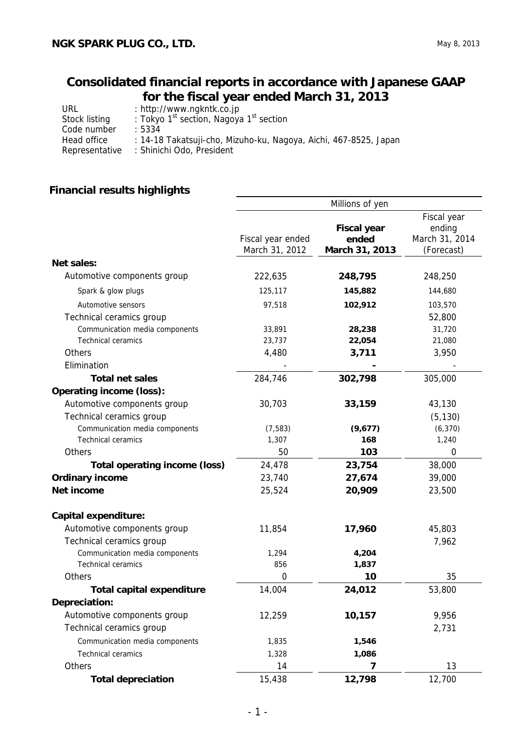**NGK SPARK PLUG CO., LTD.**

May 8, 2013

# Consolidated financial reports in accordance with Japanese GAAP for the fiscal year ended March 31, 2013

URL : http://www.ngkntk.co.jp
Stock listing : Tokyo 1st section, Nagoya 1st section
Code number : 5334
Head office : 14-18 Takatsuji-cho, Mizuho-ku, Nagoya, Aichi, 467-8525, Japan
Representative : Shinichi Odo, President

## Financial results highlights

| | Millions of yen | | |
|---|---|---|---|
| | Fiscal year ended March 31, 2012 | **Fiscal year ended March 31, 2013** | Fiscal year ending March 31, 2014 (Forecast) |
| **Net sales:** | | | |
| Automotive components group | 222,635 | **248,795** | 248,250 |
| Spark & glow plugs | 125,117 | **145,882** | 144,680 |
| Automotive sensors | 97,518 | **102,912** | 103,570 |
| Technical ceramics group | | | 52,800 |
| Communication media components | 33,891 | **28,238** | 31,720 |
| Technical ceramics | 23,737 | **22,054** | 21,080 |
| Others | 4,480 | **3,711** | 3,950 |
| Elimination | - | **-** | - |
| **Total net sales** | 284,746 | **302,798** | 305,000 |
| **Operating income (loss):** | | | |
| Automotive components group | 30,703 | **33,159** | 43,130 |
| Technical ceramics group | | | (5,130) |
| Communication media components | (7,583) | **(9,677)** | (6,370) |
| Technical ceramics | 1,307 | **168** | 1,240 |
| Others | 50 | **103** | 0 |
| **Total operating income (loss)** | 24,478 | **23,754** | 38,000 |
| **Ordinary income** | 23,740 | **27,674** | 39,000 |
| **Net income** | 25,524 | **20,909** | 23,500 |
| | | | |
| **Capital expenditure:** | | | |
| Automotive components group | 11,854 | **17,960** | 45,803 |
| Technical ceramics group | | | 7,962 |
| Communication media components | 1,294 | **4,204** | |
| Technical ceramics | 856 | **1,837** | |
| Others | 0 | **10** | 35 |
| **Total capital expenditure** | 14,004 | **24,012** | 53,800 |
| **Depreciation:** | | | |
| Automotive components group | 12,259 | **10,157** | 9,956 |
| Technical ceramics group | | | 2,731 |
| Communication media components | 1,835 | **1,546** | |
| Technical ceramics | 1,328 | **1,086** | |
| Others | 14 | **7** | 13 |
| **Total depreciation** | 15,438 | **12,798** | 12,700 |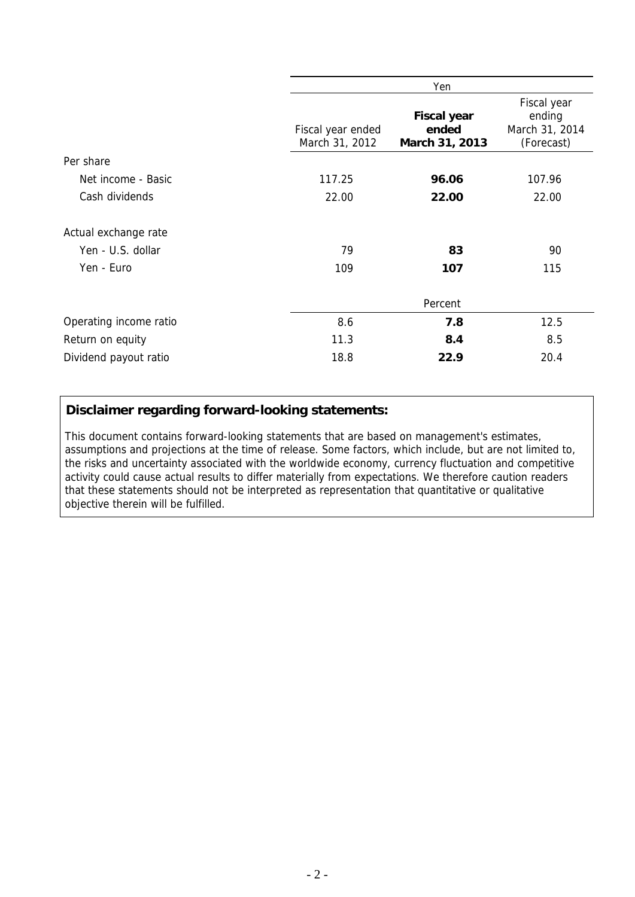| | Yen | | |
|---|---|---|---|
| | Fiscal year ended March 31, 2012 | **Fiscal year ended March 31, 2013** | Fiscal year ending March 31, 2014 (Forecast) |
| Per share | | | |
| Net income - Basic | 117.25 | **96.06** | 107.96 |
| Cash dividends | 22.00 | **22.00** | 22.00 |
| Actual exchange rate | | | |
| Yen - U.S. dollar | 79 | **83** | 90 |
| Yen - Euro | 109 | **107** | 115 |
| | | Percent | |
| Operating income ratio | 8.6 | **7.8** | 12.5 |
| Return on equity | 11.3 | **8.4** | 8.5 |
| Dividend payout ratio | 18.8 | **22.9** | 20.4 |

**Disclaimer regarding forward-looking statements:**

This document contains forward-looking statements that are based on management's estimates, assumptions and projections at the time of release. Some factors, which include, but are not limited to, the risks and uncertainty associated with the worldwide economy, currency fluctuation and competitive activity could cause actual results to differ materially from expectations. We therefore caution readers that these statements should not be interpreted as representation that quantitative or qualitative objective therein will be fulfilled.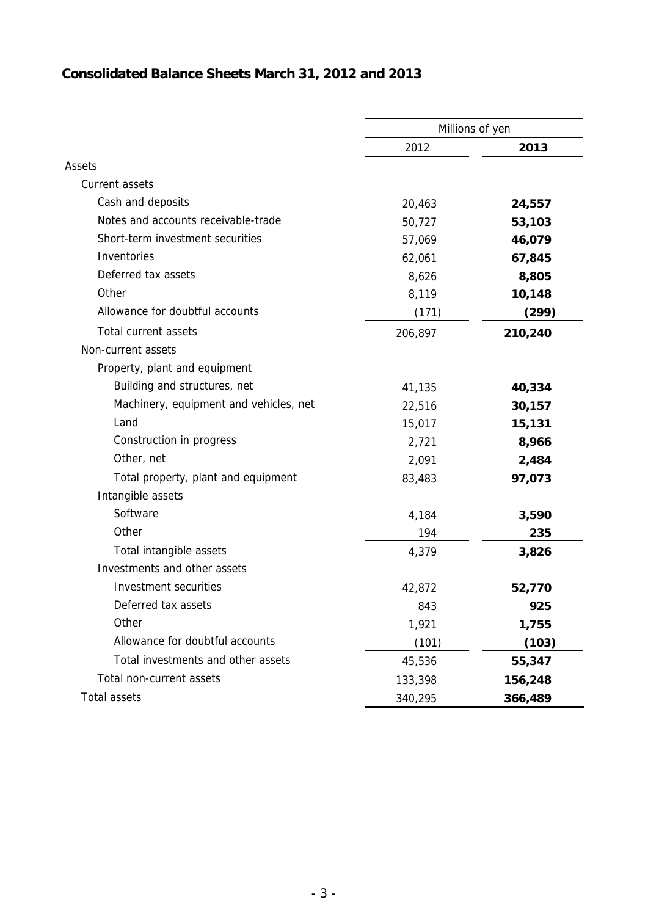## Consolidated Balance Sheets March 31, 2012 and 2013

| | Millions of yen | |
|---|---|---|
| | 2012 | **2013** |
| Assets | | |
| Current assets | | |
| Cash and deposits | 20,463 | **24,557** |
| Notes and accounts receivable-trade | 50,727 | **53,103** |
| Short-term investment securities | 57,069 | **46,079** |
| Inventories | 62,061 | **67,845** |
| Deferred tax assets | 8,626 | **8,805** |
| Other | 8,119 | **10,148** |
| Allowance for doubtful accounts | (171) | **(299)** |
| Total current assets | 206,897 | **210,240** |
| Non-current assets | | |
| Property, plant and equipment | | |
| Building and structures, net | 41,135 | **40,334** |
| Machinery, equipment and vehicles, net | 22,516 | **30,157** |
| Land | 15,017 | **15,131** |
| Construction in progress | 2,721 | **8,966** |
| Other, net | 2,091 | **2,484** |
| Total property, plant and equipment | 83,483 | **97,073** |
| Intangible assets | | |
| Software | 4,184 | **3,590** |
| Other | 194 | **235** |
| Total intangible assets | 4,379 | **3,826** |
| Investments and other assets | | |
| Investment securities | 42,872 | **52,770** |
| Deferred tax assets | 843 | **925** |
| Other | 1,921 | **1,755** |
| Allowance for doubtful accounts | (101) | **(103)** |
| Total investments and other assets | 45,536 | **55,347** |
| Total non-current assets | 133,398 | **156,248** |
| Total assets | 340,295 | **366,489** |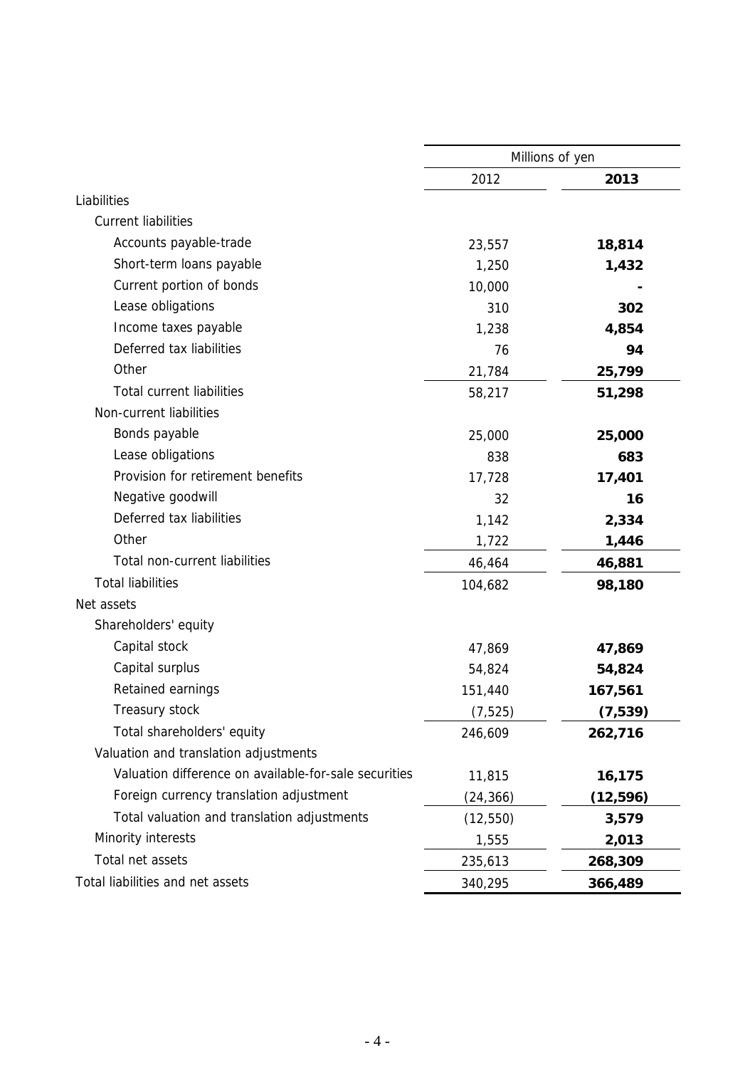| | Millions of yen | |
|---|---|---|
| | 2012 | **2013** |
| Liabilities | | |
| Current liabilities | | |
| Accounts payable-trade | 23,557 | **18,814** |
| Short-term loans payable | 1,250 | **1,432** |
| Current portion of bonds | 10,000 | **-** |
| Lease obligations | 310 | **302** |
| Income taxes payable | 1,238 | **4,854** |
| Deferred tax liabilities | 76 | **94** |
| Other | 21,784 | **25,799** |
| Total current liabilities | 58,217 | **51,298** |
| Non-current liabilities | | |
| Bonds payable | 25,000 | **25,000** |
| Lease obligations | 838 | **683** |
| Provision for retirement benefits | 17,728 | **17,401** |
| Negative goodwill | 32 | **16** |
| Deferred tax liabilities | 1,142 | **2,334** |
| Other | 1,722 | **1,446** |
| Total non-current liabilities | 46,464 | **46,881** |
| Total liabilities | 104,682 | **98,180** |
| Net assets | | |
| Shareholders' equity | | |
| Capital stock | 47,869 | **47,869** |
| Capital surplus | 54,824 | **54,824** |
| Retained earnings | 151,440 | **167,561** |
| Treasury stock | (7,525) | **(7,539)** |
| Total shareholders' equity | 246,609 | **262,716** |
| Valuation and translation adjustments | | |
| Valuation difference on available-for-sale securities | 11,815 | **16,175** |
| Foreign currency translation adjustment | (24,366) | **(12,596)** |
| Total valuation and translation adjustments | (12,550) | **3,579** |
| Minority interests | 1,555 | **2,013** |
| Total net assets | 235,613 | **268,309** |
| Total liabilities and net assets | 340,295 | **366,489** |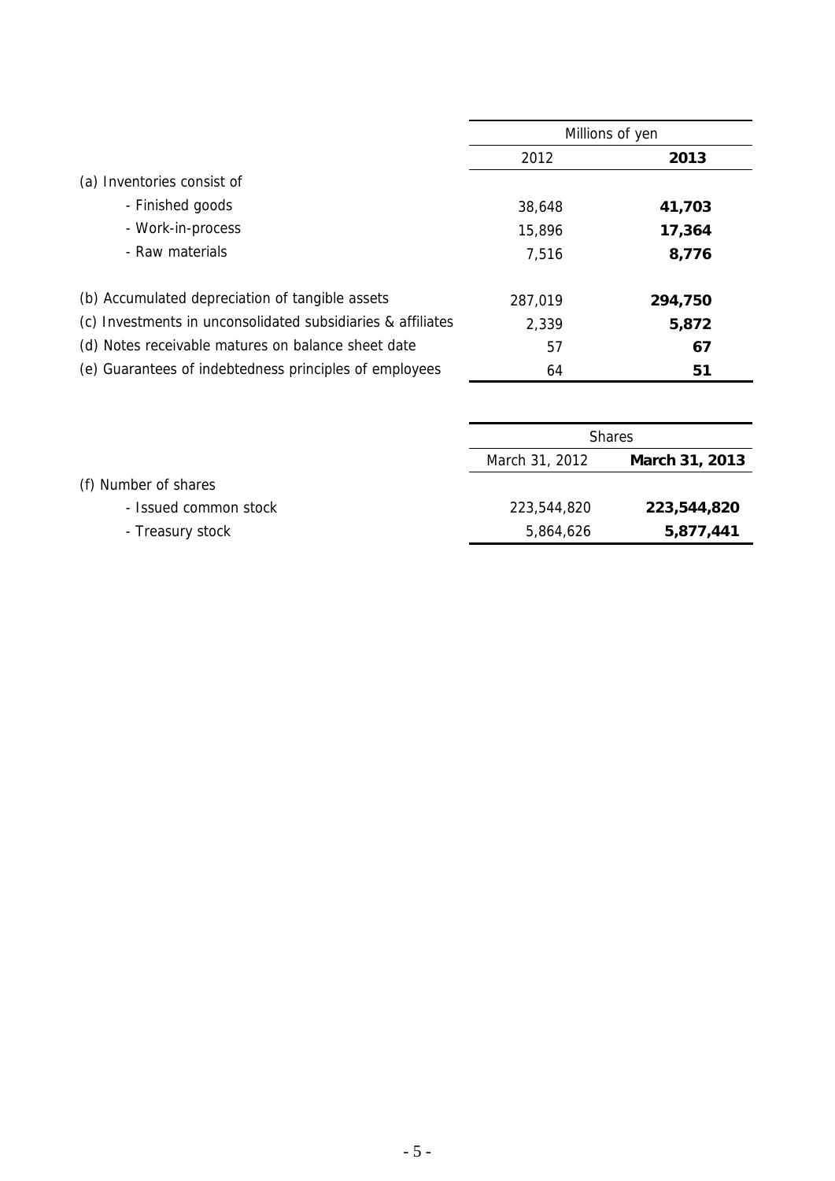| | Millions of yen | |
|---|---|---|
| | 2012 | **2013** |
| (a) Inventories consist of | | |
| - Finished goods | 38,648 | **41,703** |
| - Work-in-process | 15,896 | **17,364** |
| - Raw materials | 7,516 | **8,776** |
| (b) Accumulated depreciation of tangible assets | 287,019 | **294,750** |
| (c) Investments in unconsolidated subsidiaries & affiliates | 2,339 | **5,872** |
| (d) Notes receivable matures on balance sheet date | 57 | **67** |
| (e) Guarantees of indebtedness principles of employees | 64 | **51** |

| | Shares | |
|---|---|---|
| | March 31, 2012 | **March 31, 2013** |
| (f) Number of shares | | |
| - Issued common stock | 223,544,820 | **223,544,820** |
| - Treasury stock | 5,864,626 | **5,877,441** |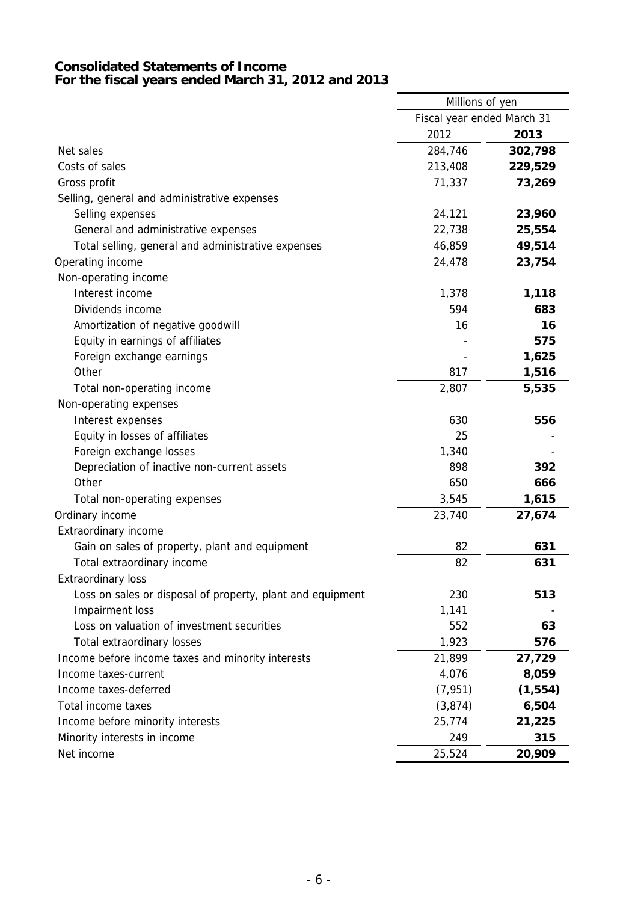**Consolidated Statements of Income**
**For the fiscal years ended March 31, 2012 and 2013**

| | Millions of yen | |
|---|---|---|
| | Fiscal year ended March 31 | |
| | 2012 | **2013** |
| Net sales | 284,746 | **302,798** |
| Costs of sales | 213,408 | **229,529** |
| Gross profit | 71,337 | **73,269** |
| Selling, general and administrative expenses | | |
| Selling expenses | 24,121 | **23,960** |
| General and administrative expenses | 22,738 | **25,554** |
| Total selling, general and administrative expenses | 46,859 | **49,514** |
| Operating income | 24,478 | **23,754** |
| Non-operating income | | |
| Interest income | 1,378 | **1,118** |
| Dividends income | 594 | **683** |
| Amortization of negative goodwill | 16 | **16** |
| Equity in earnings of affiliates | - | **575** |
| Foreign exchange earnings | - | **1,625** |
| Other | 817 | **1,516** |
| Total non-operating income | 2,807 | **5,535** |
| Non-operating expenses | | |
| Interest expenses | 630 | **556** |
| Equity in losses of affiliates | 25 | - |
| Foreign exchange losses | 1,340 | - |
| Depreciation of inactive non-current assets | 898 | **392** |
| Other | 650 | **666** |
| Total non-operating expenses | 3,545 | **1,615** |
| Ordinary income | 23,740 | **27,674** |
| Extraordinary income | | |
| Gain on sales of property, plant and equipment | 82 | **631** |
| Total extraordinary income | 82 | **631** |
| Extraordinary loss | | |
| Loss on sales or disposal of property, plant and equipment | 230 | **513** |
| Impairment loss | 1,141 | - |
| Loss on valuation of investment securities | 552 | **63** |
| Total extraordinary losses | 1,923 | **576** |
| Income before income taxes and minority interests | 21,899 | **27,729** |
| Income taxes-current | 4,076 | **8,059** |
| Income taxes-deferred | (7,951) | **(1,554)** |
| Total income taxes | (3,874) | **6,504** |
| Income before minority interests | 25,774 | **21,225** |
| Minority interests in income | 249 | **315** |
| Net income | 25,524 | **20,909** |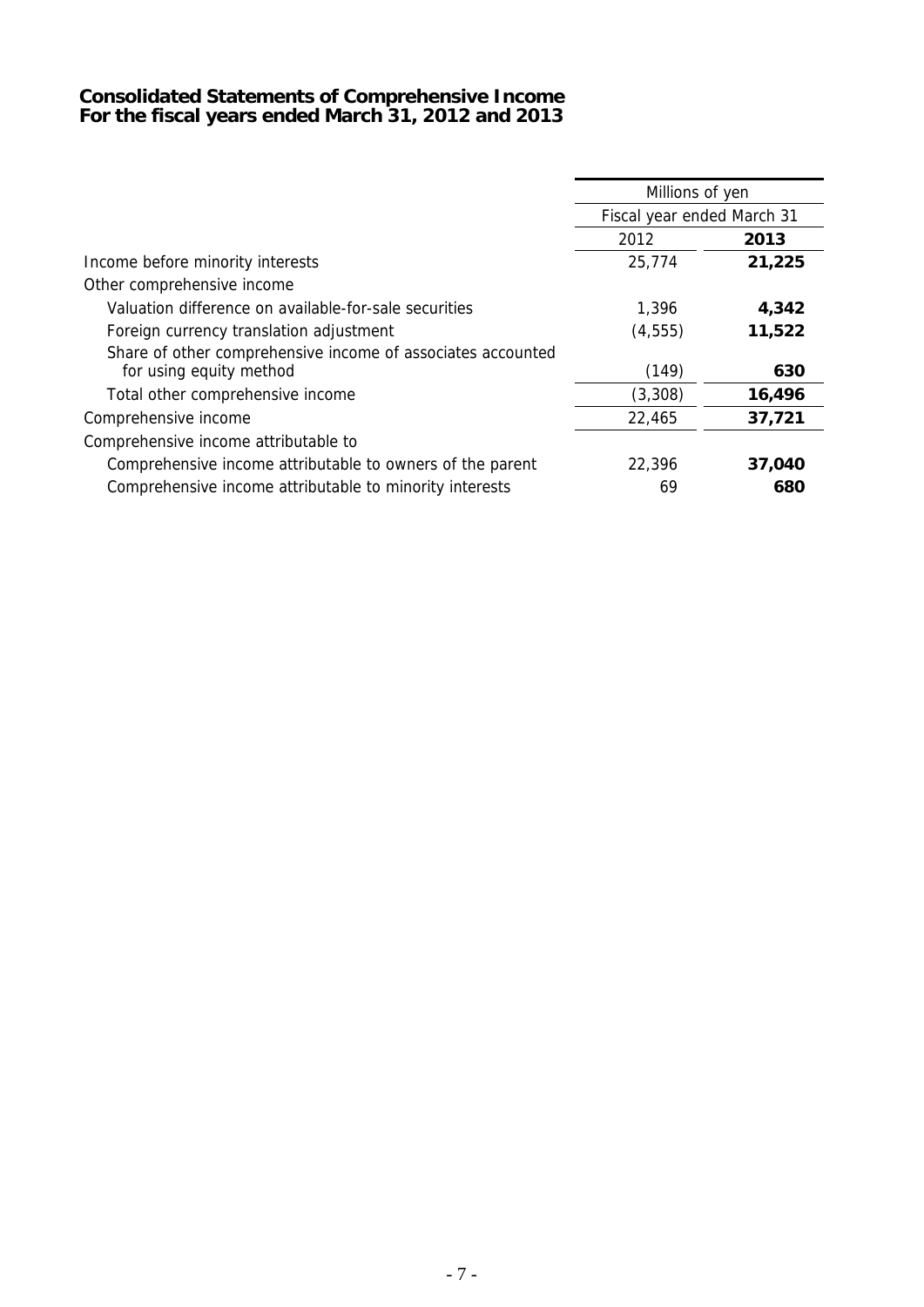**Consolidated Statements of Comprehensive Income**
**For the fiscal years ended March 31, 2012 and 2013**

| | Millions of yen | |
|---|---|---|
| | Fiscal year ended March 31 | |
| | 2012 | **2013** |
| Income before minority interests | 25,774 | **21,225** |
| Other comprehensive income | | |
| Valuation difference on available-for-sale securities | 1,396 | **4,342** |
| Foreign currency translation adjustment | (4,555) | **11,522** |
| Share of other comprehensive income of associates accounted for using equity method | (149) | **630** |
| Total other comprehensive income | (3,308) | **16,496** |
| Comprehensive income | 22,465 | **37,721** |
| Comprehensive income attributable to | | |
| Comprehensive income attributable to owners of the parent | 22,396 | **37,040** |
| Comprehensive income attributable to minority interests | 69 | **680** |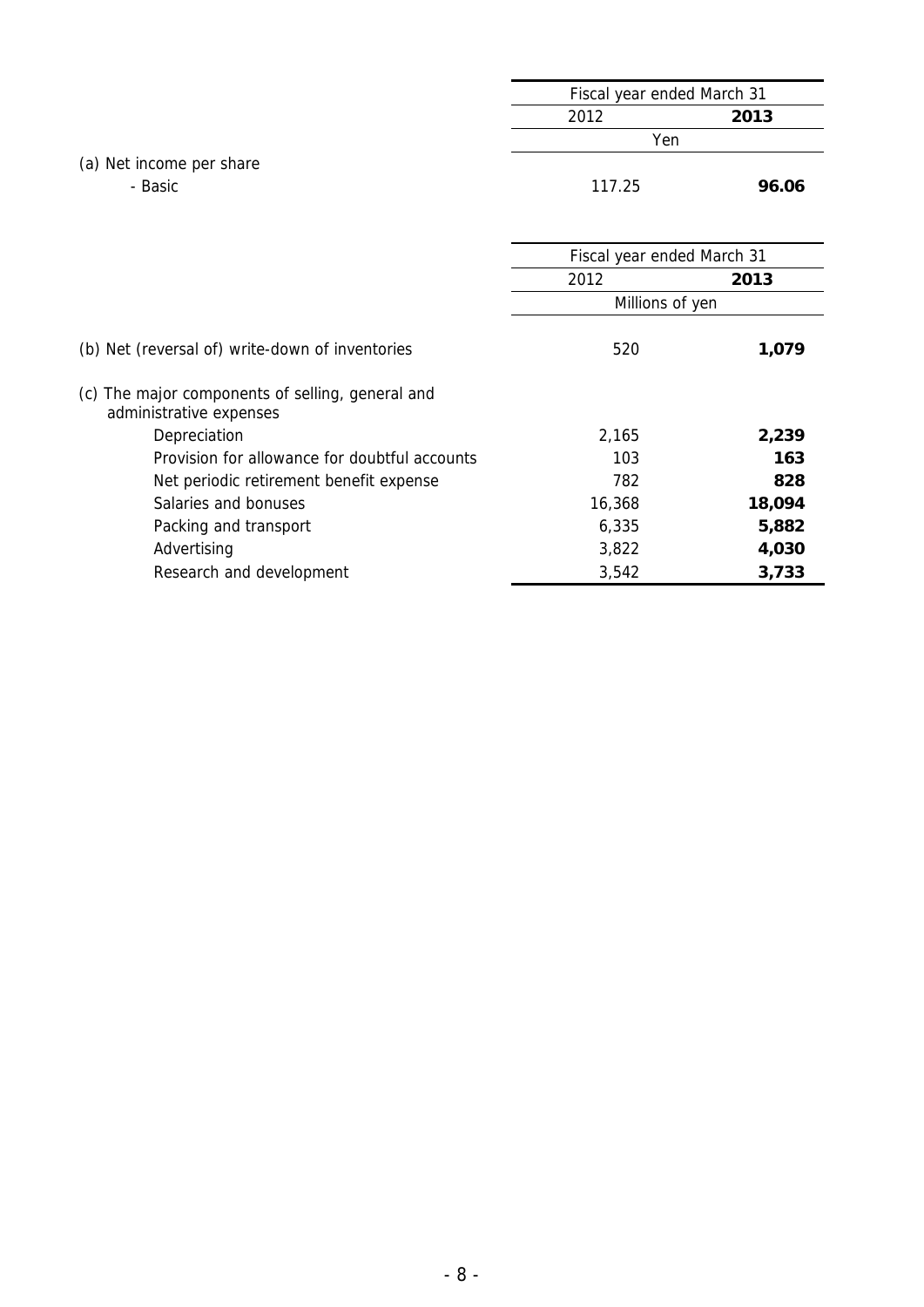| | Fiscal year ended March 31 | |
|---|---|---|
| | 2012 | **2013** |
| | Yen | |
| (a) Net income per share | | |
| - Basic | 117.25 | **96.06** |

| | Fiscal year ended March 31 | |
|---|---|---|
| | 2012 | **2013** |
| | Millions of yen | |
| (b) Net (reversal of) write-down of inventories | 520 | **1,079** |
| (c) The major components of selling, general and administrative expenses | | |
| Depreciation | 2,165 | **2,239** |
| Provision for allowance for doubtful accounts | 103 | **163** |
| Net periodic retirement benefit expense | 782 | **828** |
| Salaries and bonuses | 16,368 | **18,094** |
| Packing and transport | 6,335 | **5,882** |
| Advertising | 3,822 | **4,030** |
| Research and development | 3,542 | **3,733** |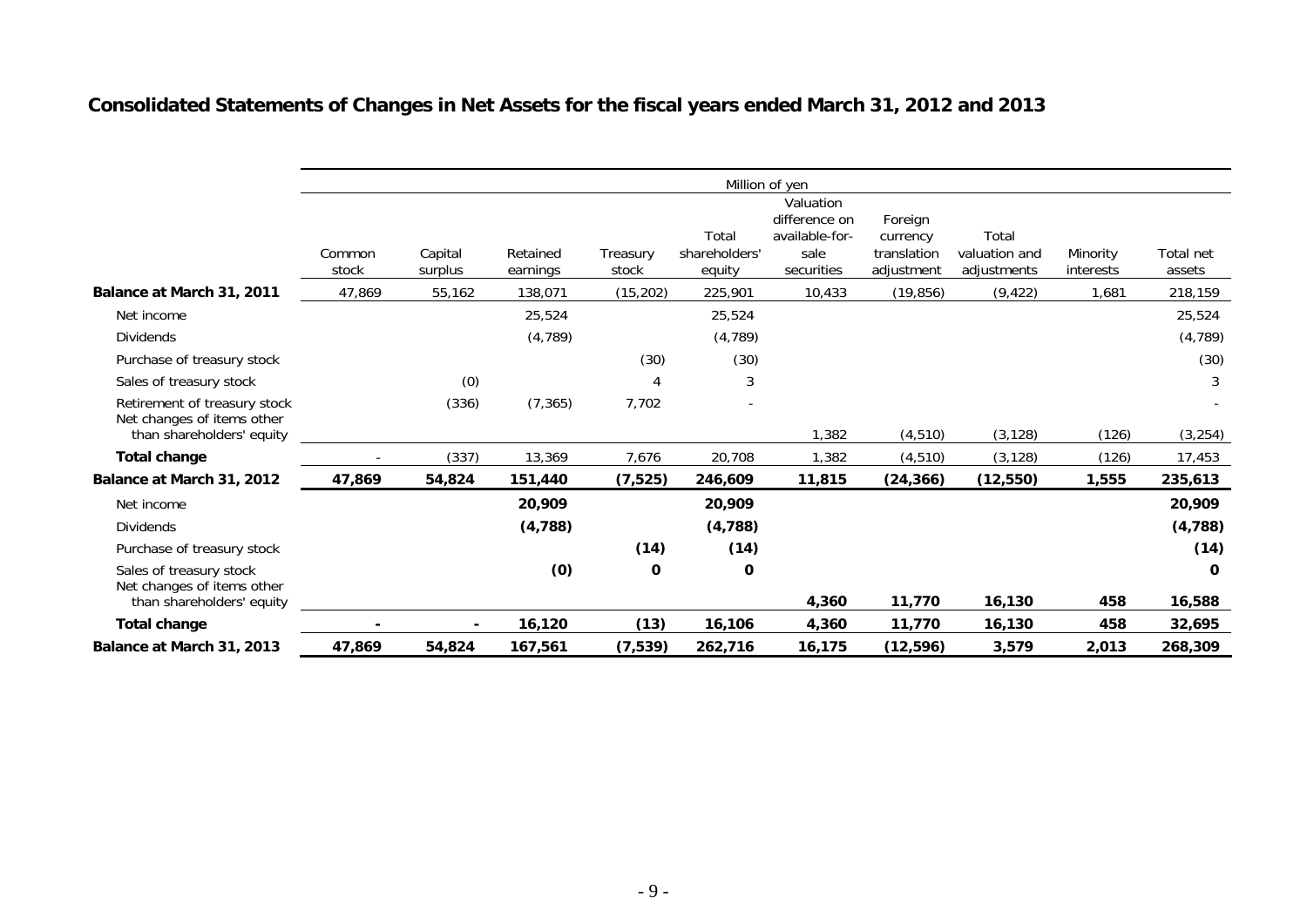## Consolidated Statements of Changes in Net Assets for the fiscal years ended March 31, 2012 and 2013

| | Million of yen | | | | | | | | | |
|---|---|---|---|---|---|---|---|---|---|---|
| | Common stock | Capital surplus | Retained earnings | Treasury stock | Total shareholders' equity | Valuation difference on available-for-sale securities | Foreign currency translation adjustment | Total valuation and adjustments | Minority interests | Total net assets |
| **Balance at March 31, 2011** | 47,869 | 55,162 | 138,071 | (15,202) | 225,901 | 10,433 | (19,856) | (9,422) | 1,681 | 218,159 |
| Net income | | | 25,524 | | 25,524 | | | | | 25,524 |
| Dividends | | | (4,789) | | (4,789) | | | | | (4,789) |
| Purchase of treasury stock | | | | (30) | (30) | | | | | (30) |
| Sales of treasury stock | | (0) | | 4 | 3 | | | | | 3 |
| Retirement of treasury stock | | (336) | (7,365) | 7,702 | - | | | | | - |
| Net changes of items other than shareholders' equity | | | | | | 1,382 | (4,510) | (3,128) | (126) | (3,254) |
| **Total change** | - | (337) | 13,369 | 7,676 | 20,708 | 1,382 | (4,510) | (3,128) | (126) | 17,453 |
| **Balance at March 31, 2012** | **47,869** | **54,824** | **151,440** | **(7,525)** | **246,609** | **11,815** | **(24,366)** | **(12,550)** | **1,555** | **235,613** |
| Net income | | | **20,909** | | **20,909** | | | | | **20,909** |
| Dividends | | | **(4,788)** | | **(4,788)** | | | | | **(4,788)** |
| Purchase of treasury stock | | | | **(14)** | **(14)** | | | | | **(14)** |
| Sales of treasury stock | | | **(0)** | **0** | **0** | | | | | **0** |
| Net changes of items other than shareholders' equity | | | | | | **4,360** | **11,770** | **16,130** | **458** | **16,588** |
| **Total change** | **-** | **-** | **16,120** | **(13)** | **16,106** | **4,360** | **11,770** | **16,130** | **458** | **32,695** |
| **Balance at March 31, 2013** | **47,869** | **54,824** | **167,561** | **(7,539)** | **262,716** | **16,175** | **(12,596)** | **3,579** | **2,013** | **268,309** |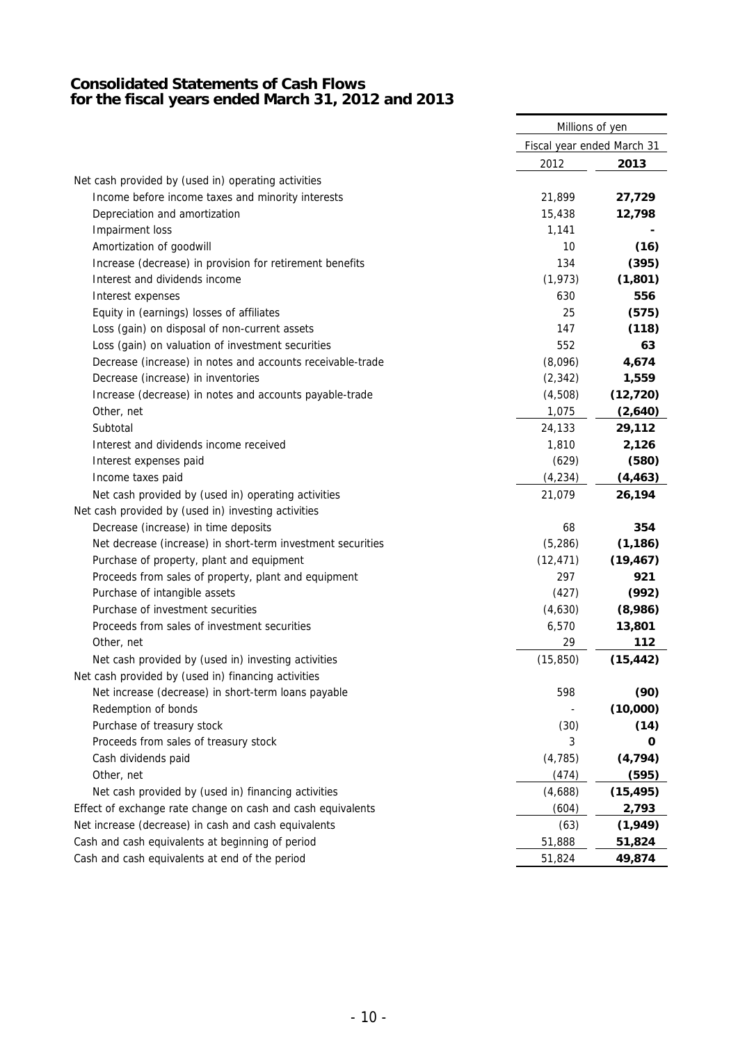# Consolidated Statements of Cash Flows for the fiscal years ended March 31, 2012 and 2013

| | Millions of yen | |
|---|---|---|
| | Fiscal year ended March 31 | |
| | 2012 | **2013** |
| Net cash provided by (used in) operating activities | | |
| Income before income taxes and minority interests | 21,899 | **27,729** |
| Depreciation and amortization | 15,438 | **12,798** |
| Impairment loss | 1,141 | **-** |
| Amortization of goodwill | 10 | **(16)** |
| Increase (decrease) in provision for retirement benefits | 134 | **(395)** |
| Interest and dividends income | (1,973) | **(1,801)** |
| Interest expenses | 630 | **556** |
| Equity in (earnings) losses of affiliates | 25 | **(575)** |
| Loss (gain) on disposal of non-current assets | 147 | **(118)** |
| Loss (gain) on valuation of investment securities | 552 | **63** |
| Decrease (increase) in notes and accounts receivable-trade | (8,096) | **4,674** |
| Decrease (increase) in inventories | (2,342) | **1,559** |
| Increase (decrease) in notes and accounts payable-trade | (4,508) | **(12,720)** |
| Other, net | 1,075 | **(2,640)** |
| Subtotal | 24,133 | **29,112** |
| Interest and dividends income received | 1,810 | **2,126** |
| Interest expenses paid | (629) | **(580)** |
| Income taxes paid | (4,234) | **(4,463)** |
| Net cash provided by (used in) operating activities | 21,079 | **26,194** |
| Net cash provided by (used in) investing activities | | |
| Decrease (increase) in time deposits | 68 | **354** |
| Net decrease (increase) in short-term investment securities | (5,286) | **(1,186)** |
| Purchase of property, plant and equipment | (12,471) | **(19,467)** |
| Proceeds from sales of property, plant and equipment | 297 | **921** |
| Purchase of intangible assets | (427) | **(992)** |
| Purchase of investment securities | (4,630) | **(8,986)** |
| Proceeds from sales of investment securities | 6,570 | **13,801** |
| Other, net | 29 | **112** |
| Net cash provided by (used in) investing activities | (15,850) | **(15,442)** |
| Net cash provided by (used in) financing activities | | |
| Net increase (decrease) in short-term loans payable | 598 | **(90)** |
| Redemption of bonds | - | **(10,000)** |
| Purchase of treasury stock | (30) | **(14)** |
| Proceeds from sales of treasury stock | 3 | **0** |
| Cash dividends paid | (4,785) | **(4,794)** |
| Other, net | (474) | **(595)** |
| Net cash provided by (used in) financing activities | (4,688) | **(15,495)** |
| Effect of exchange rate change on cash and cash equivalents | (604) | **2,793** |
| Net increase (decrease) in cash and cash equivalents | (63) | **(1,949)** |
| Cash and cash equivalents at beginning of period | 51,888 | **51,824** |
| Cash and cash equivalents at end of the period | 51,824 | **49,874** |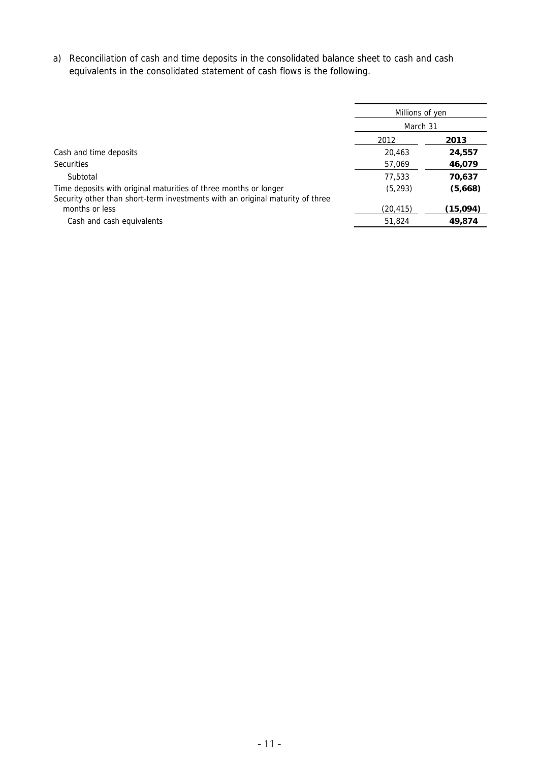a) Reconciliation of cash and time deposits in the consolidated balance sheet to cash and cash equivalents in the consolidated statement of cash flows is the following.

| | Millions of yen | |
|---|---|---|
| | March 31 | |
| | 2012 | **2013** |
| Cash and time deposits | 20,463 | **24,557** |
| Securities | 57,069 | **46,079** |
| Subtotal | 77,533 | **70,637** |
| Time deposits with original maturities of three months or longer | (5,293) | **(5,668)** |
| Security other than short-term investments with an original maturity of three months or less | (20,415) | **(15,094)** |
| Cash and cash equivalents | 51,824 | **49,874** |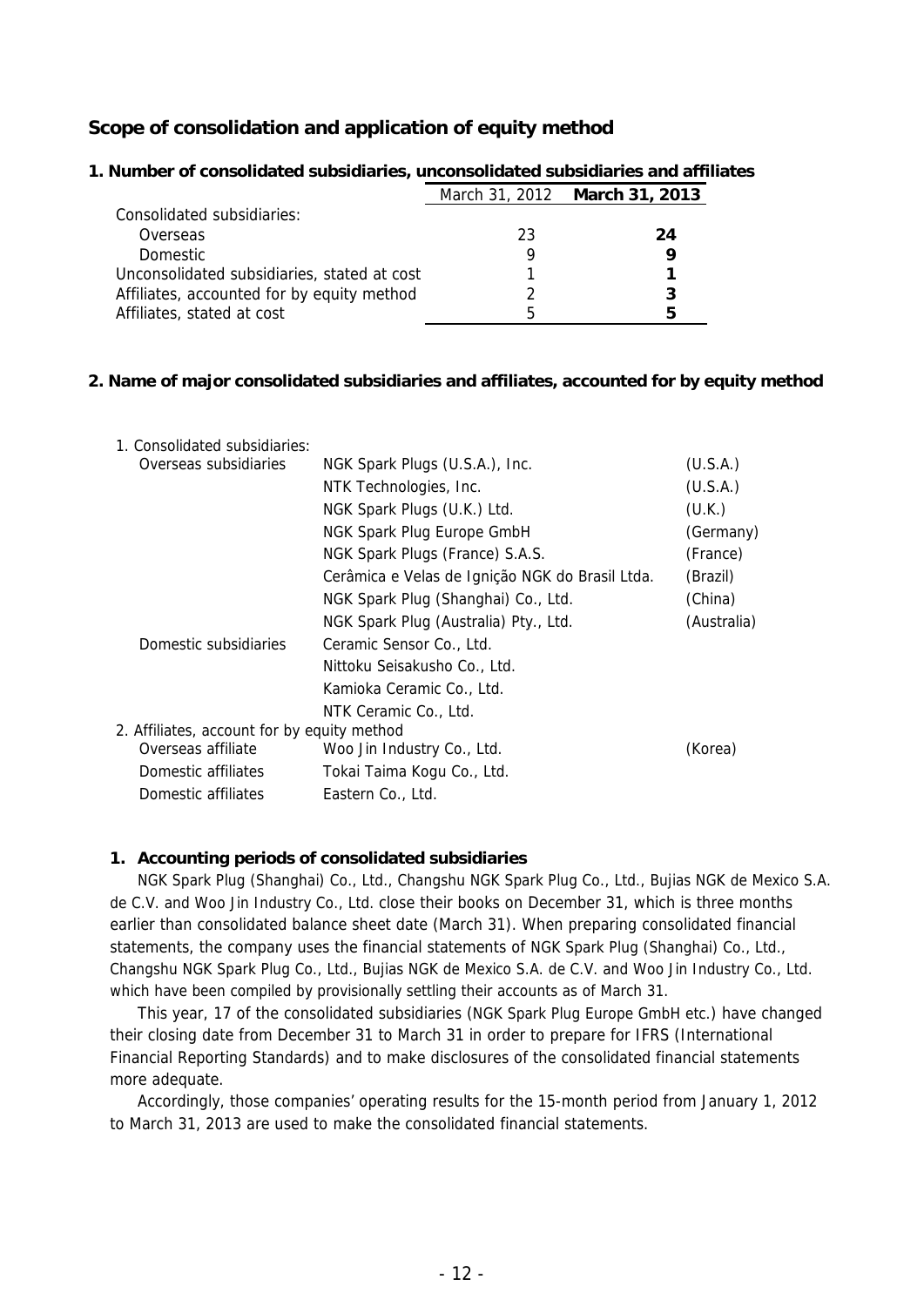## Scope of consolidation and application of equity method

### 1. Number of consolidated subsidiaries, unconsolidated subsidiaries and affiliates

| | March 31, 2012 | **March 31, 2013** |
|---|---|---|
| Consolidated subsidiaries: | | |
| Overseas | 23 | **24** |
| Domestic | 9 | **9** |
| Unconsolidated subsidiaries, stated at cost | 1 | **1** |
| Affiliates, accounted for by equity method | 2 | **3** |
| Affiliates, stated at cost | 5 | **5** |

### 2. Name of major consolidated subsidiaries and affiliates, accounted for by equity method

| 1. Consolidated subsidiaries: | | |
|---|---|---|
| Overseas subsidiaries | NGK Spark Plugs (U.S.A.), Inc. | (U.S.A.) |
| | NTK Technologies, Inc. | (U.S.A.) |
| | NGK Spark Plugs (U.K.) Ltd. | (U.K.) |
| | NGK Spark Plug Europe GmbH | (Germany) |
| | NGK Spark Plugs (France) S.A.S. | (France) |
| | Cerâmica e Velas de Ignição NGK do Brasil Ltda. | (Brazil) |
| | NGK Spark Plug (Shanghai) Co., Ltd. | (China) |
| | NGK Spark Plug (Australia) Pty., Ltd. | (Australia) |
| Domestic subsidiaries | Ceramic Sensor Co., Ltd. | |
| | Nittoku Seisakusho Co., Ltd. | |
| | Kamioka Ceramic Co., Ltd. | |
| | NTK Ceramic Co., Ltd. | |
| 2. Affiliates, account for by equity method | | |
| Overseas affiliate | Woo Jin Industry Co., Ltd. | (Korea) |
| Domestic affiliates | Tokai Taima Kogu Co., Ltd. | |
| Domestic affiliates | Eastern Co., Ltd. | |

### 1. Accounting periods of consolidated subsidiaries

NGK Spark Plug (Shanghai) Co., Ltd., Changshu NGK Spark Plug Co., Ltd., Bujias NGK de Mexico S.A. de C.V. and Woo Jin Industry Co., Ltd. close their books on December 31, which is three months earlier than consolidated balance sheet date (March 31). When preparing consolidated financial statements, the company uses the financial statements of NGK Spark Plug (Shanghai) Co., Ltd., Changshu NGK Spark Plug Co., Ltd., Bujias NGK de Mexico S.A. de C.V. and Woo Jin Industry Co., Ltd. which have been compiled by provisionally settling their accounts as of March 31.

This year, 17 of the consolidated subsidiaries (NGK Spark Plug Europe GmbH etc.) have changed their closing date from December 31 to March 31 in order to prepare for IFRS (International Financial Reporting Standards) and to make disclosures of the consolidated financial statements more adequate.

Accordingly, those companies' operating results for the 15-month period from January 1, 2012 to March 31, 2013 are used to make the consolidated financial statements.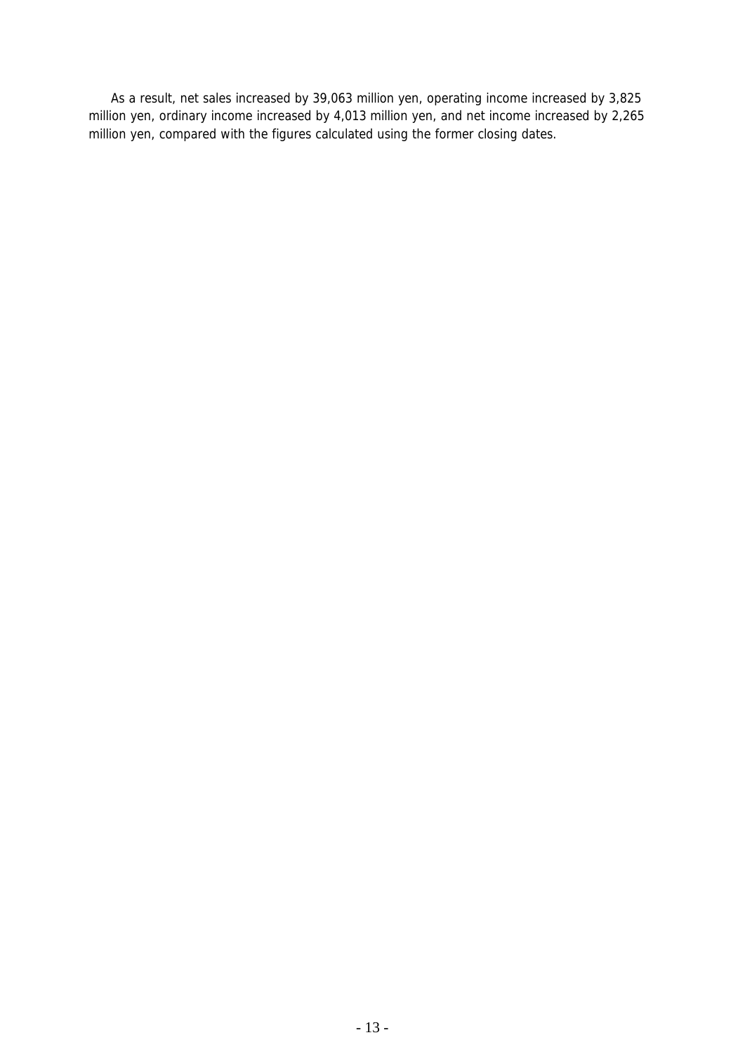As a result, net sales increased by 39,063 million yen, operating income increased by 3,825 million yen, ordinary income increased by 4,013 million yen, and net income increased by 2,265 million yen, compared with the figures calculated using the former closing dates.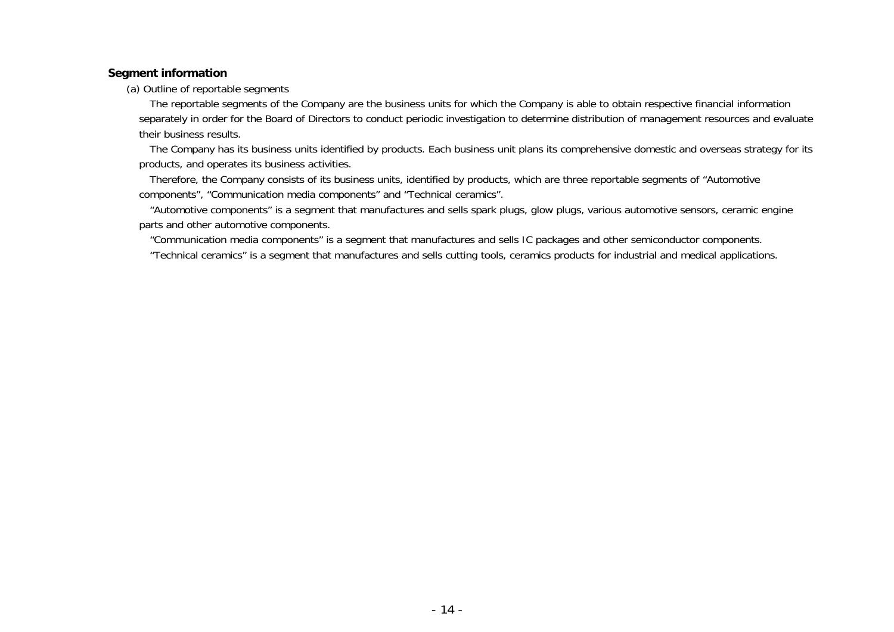## Segment information

(a) Outline of reportable segments

The reportable segments of the Company are the business units for which the Company is able to obtain respective financial information separately in order for the Board of Directors to conduct periodic investigation to determine distribution of management resources and evaluate their business results.

The Company has its business units identified by products. Each business unit plans its comprehensive domestic and overseas strategy for its products, and operates its business activities.

Therefore, the Company consists of its business units, identified by products, which are three reportable segments of “Automotive components”, “Communication media components” and “Technical ceramics”.

“Automotive components” is a segment that manufactures and sells spark plugs, glow plugs, various automotive sensors, ceramic engine parts and other automotive components.

“Communication media components” is a segment that manufactures and sells IC packages and other semiconductor components.

“Technical ceramics” is a segment that manufactures and sells cutting tools, ceramics products for industrial and medical applications.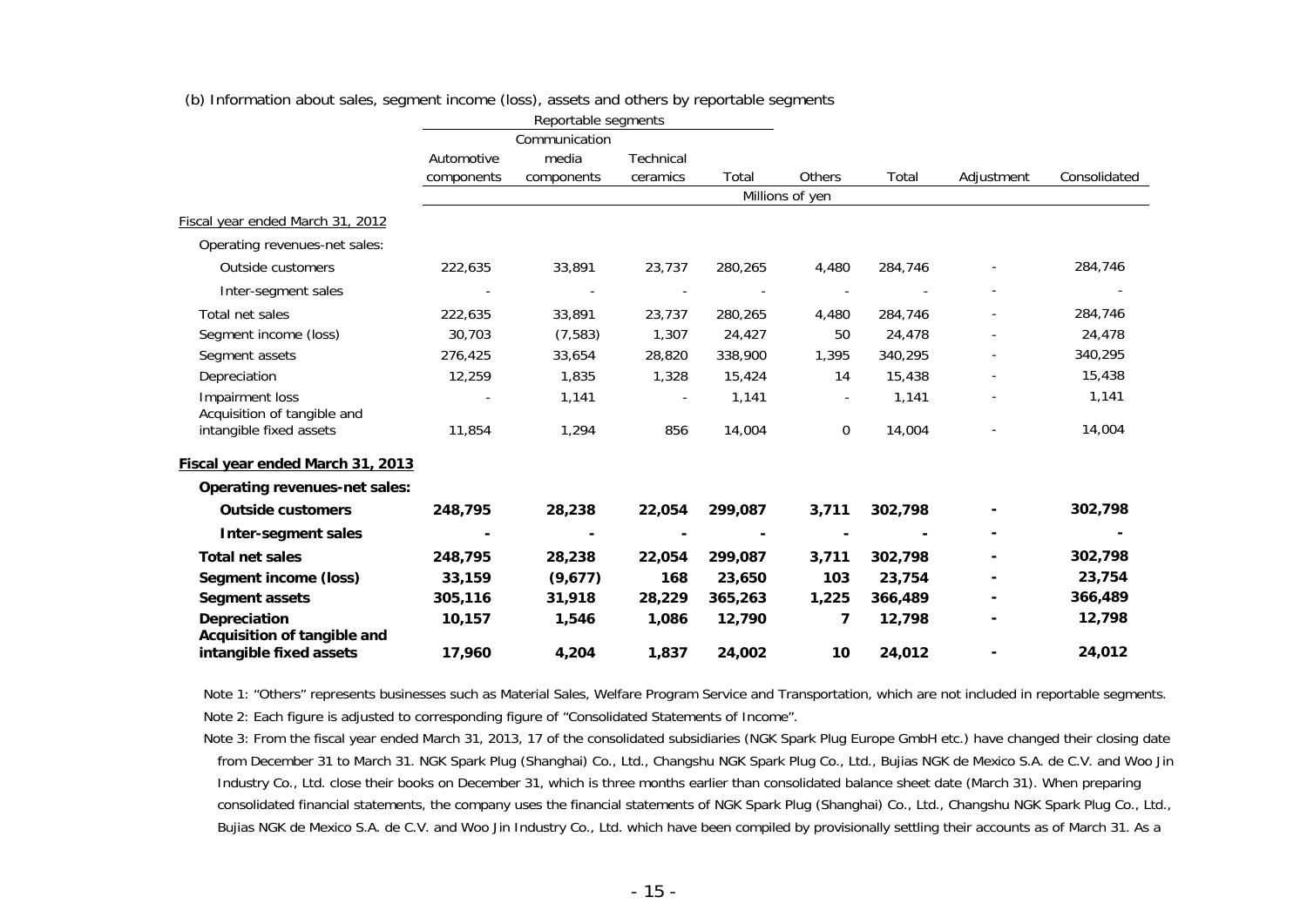(b) Information about sales, segment income (loss), assets and others by reportable segments

| | Reportable segments | | | | | | | |
|---|---|---|---|---|---|---|---|---|
| | Automotive components | Communication media components | Technical ceramics | Total | Others | Total | Adjustment | Consolidated |
| | Millions of yen | | | | | | | |
| Fiscal year ended March 31, 2012 | | | | | | | | |
| Operating revenues-net sales: | | | | | | | | |
| Outside customers | 222,635 | 33,891 | 23,737 | 280,265 | 4,480 | 284,746 | - | 284,746 |
| Inter-segment sales | - | - | - | - | - | - | - | - |
| Total net sales | 222,635 | 33,891 | 23,737 | 280,265 | 4,480 | 284,746 | - | 284,746 |
| Segment income (loss) | 30,703 | (7,583) | 1,307 | 24,427 | 50 | 24,478 | - | 24,478 |
| Segment assets | 276,425 | 33,654 | 28,820 | 338,900 | 1,395 | 340,295 | - | 340,295 |
| Depreciation | 12,259 | 1,835 | 1,328 | 15,424 | 14 | 15,438 | - | 15,438 |
| Impairment loss | - | 1,141 | - | 1,141 | - | 1,141 | - | 1,141 |
| Acquisition of tangible and intangible fixed assets | 11,854 | 1,294 | 856 | 14,004 | 0 | 14,004 | - | 14,004 |
| **Fiscal year ended March 31, 2013** | | | | | | | | |
| **Operating revenues-net sales:** | | | | | | | | |
| **Outside customers** | **248,795** | **28,238** | **22,054** | **299,087** | **3,711** | **302,798** | **-** | **302,798** |
| **Inter-segment sales** | **-** | **-** | **-** | **-** | **-** | **-** | **-** | **-** |
| **Total net sales** | **248,795** | **28,238** | **22,054** | **299,087** | **3,711** | **302,798** | **-** | **302,798** |
| **Segment income (loss)** | **33,159** | **(9,677)** | **168** | **23,650** | **103** | **23,754** | **-** | **23,754** |
| **Segment assets** | **305,116** | **31,918** | **28,229** | **365,263** | **1,225** | **366,489** | **-** | **366,489** |
| **Depreciation** | **10,157** | **1,546** | **1,086** | **12,790** | **7** | **12,798** | **-** | **12,798** |
| **Acquisition of tangible and intangible fixed assets** | **17,960** | **4,204** | **1,837** | **24,002** | **10** | **24,012** | **-** | **24,012** |

Note 1: "Others" represents businesses such as Material Sales, Welfare Program Service and Transportation, which are not included in reportable segments.

Note 2: Each figure is adjusted to corresponding figure of "Consolidated Statements of Income".

Note 3: From the fiscal year ended March 31, 2013, 17 of the consolidated subsidiaries (NGK Spark Plug Europe GmbH etc.) have changed their closing date from December 31 to March 31. NGK Spark Plug (Shanghai) Co., Ltd., Changshu NGK Spark Plug Co., Ltd., Bujias NGK de Mexico S.A. de C.V. and Woo Jin Industry Co., Ltd. close their books on December 31, which is three months earlier than consolidated balance sheet date (March 31). When preparing consolidated financial statements, the company uses the financial statements of NGK Spark Plug (Shanghai) Co., Ltd., Changshu NGK Spark Plug Co., Ltd., Bujias NGK de Mexico S.A. de C.V. and Woo Jin Industry Co., Ltd. which have been compiled by provisionally settling their accounts as of March 31. As a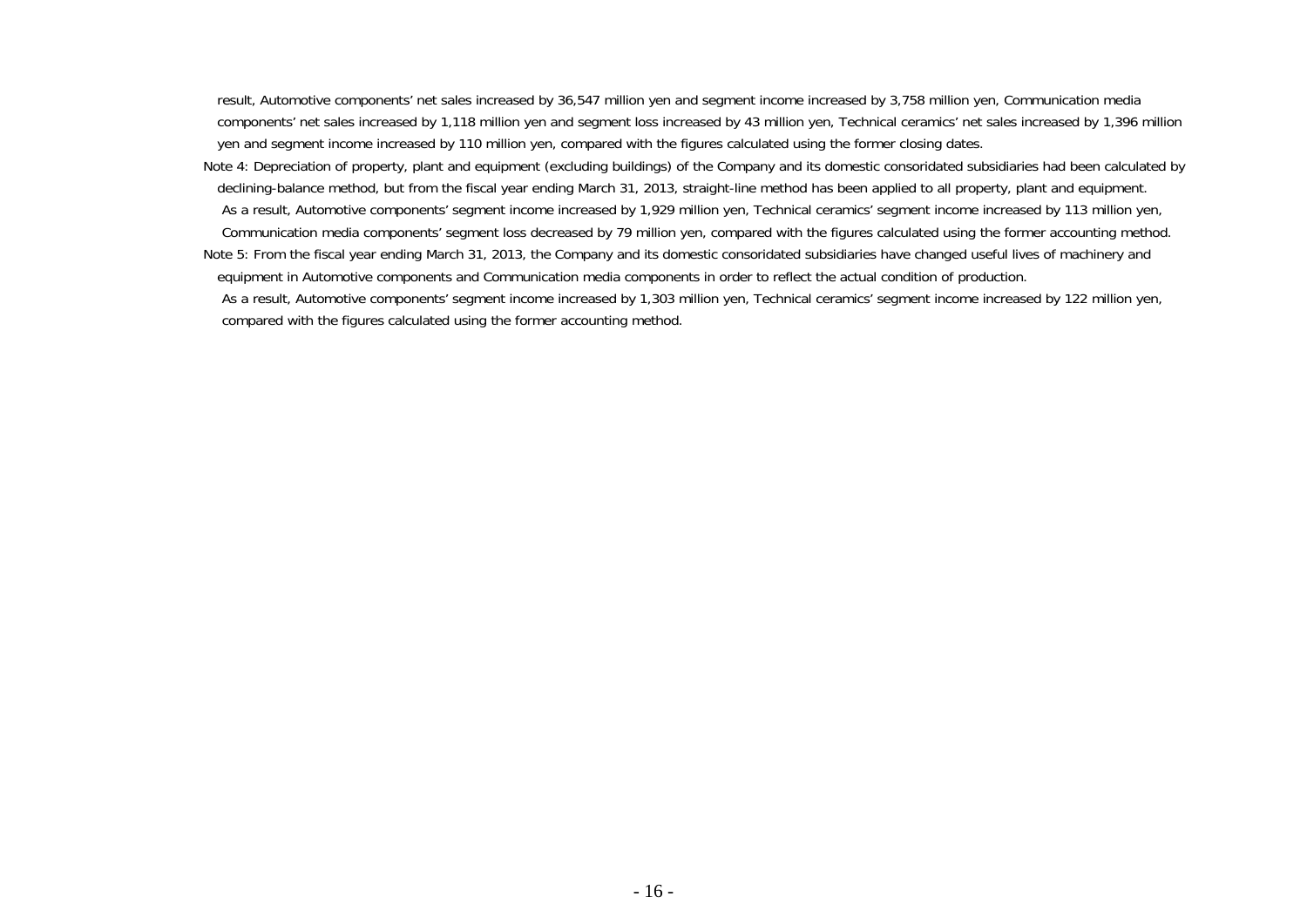result, Automotive components' net sales increased by 36,547 million yen and segment income increased by 3,758 million yen, Communication media components' net sales increased by 1,118 million yen and segment loss increased by 43 million yen, Technical ceramics' net sales increased by 1,396 million yen and segment income increased by 110 million yen, compared with the figures calculated using the former closing dates.

Note 4: Depreciation of property, plant and equipment (excluding buildings) of the Company and its domestic consoridated subsidiaries had been calculated by declining-balance method, but from the fiscal year ending March 31, 2013, straight-line method has been applied to all property, plant and equipment.
As a result, Automotive components' segment income increased by 1,929 million yen, Technical ceramics' segment income increased by 113 million yen, Communication media components' segment loss decreased by 79 million yen, compared with the figures calculated using the former accounting method.

Note 5: From the fiscal year ending March 31, 2013, the Company and its domestic consoridated subsidiaries have changed useful lives of machinery and equipment in Automotive components and Communication media components in order to reflect the actual condition of production.
As a result, Automotive components' segment income increased by 1,303 million yen, Technical ceramics' segment income increased by 122 million yen, compared with the figures calculated using the former accounting method.